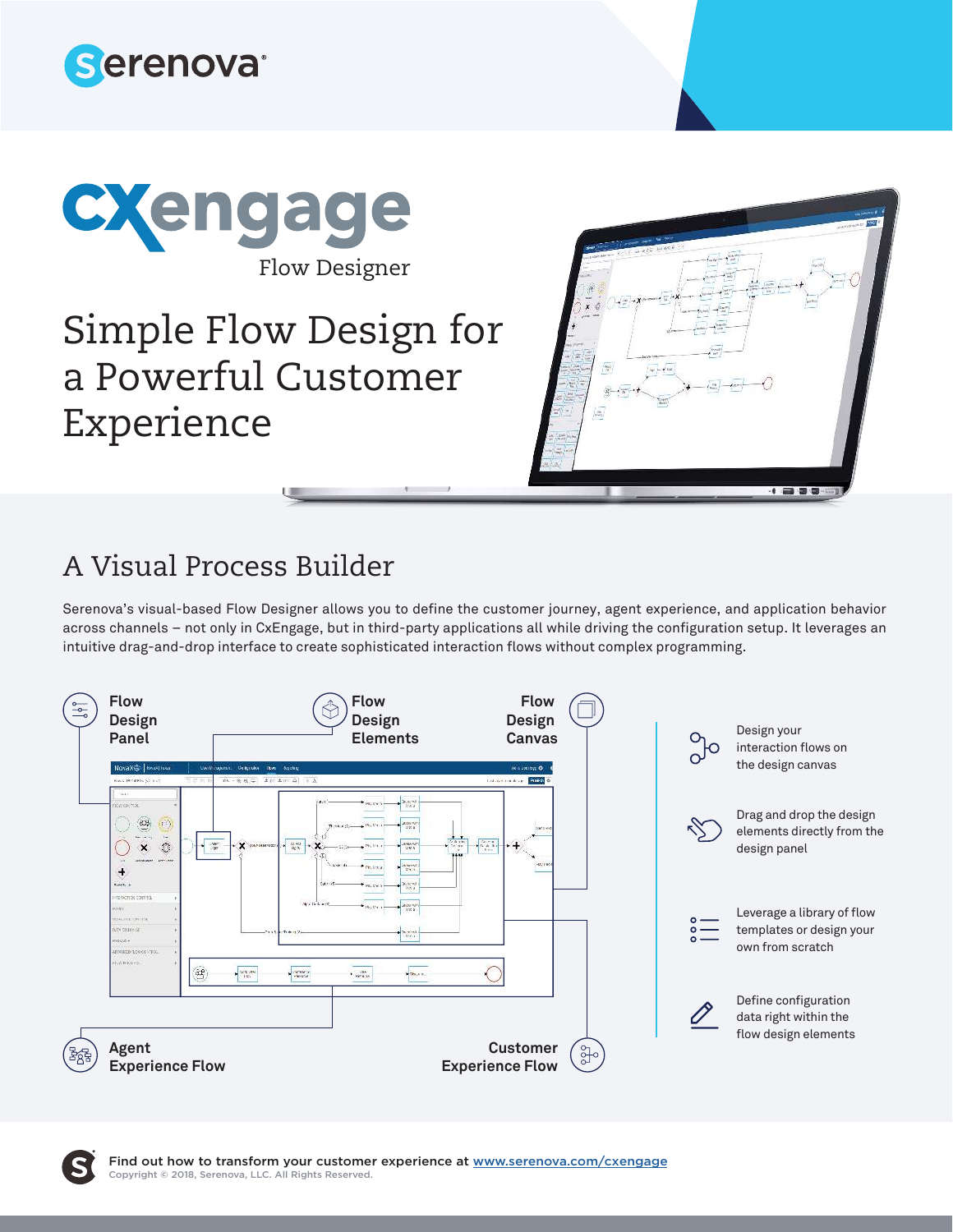# CXengage

Flow Designer

## Simple Flow Design for a Powerful Customer Experience

## A Visual Process Builder

Serenova's visual-based Flow Designer allows you to define the customer journey, agent experience, and application behavior across channels – not only in CxEngage, but in third-party applications all while driving the configuration setup. It leverages an intuitive drag-and-drop interface to create sophisticated interaction flows without complex programming.

**Flow Design Panel**

**Flow Design Elements**

**Flow Design Canvas**

**Agent Experience Flow**

**Customer Experience Flow**

- Design your interaction flows on the design canvas
- Drag and drop the design elements directly from the design panel
- Leverage a library of flow templates or design your own from scratch
- Define configuration data right within the flow design elements

Find out how to transform your customer experience at www.serenova.com/cxengage

Copyright © 2018, Serenova, LLC. All Rights Reserved.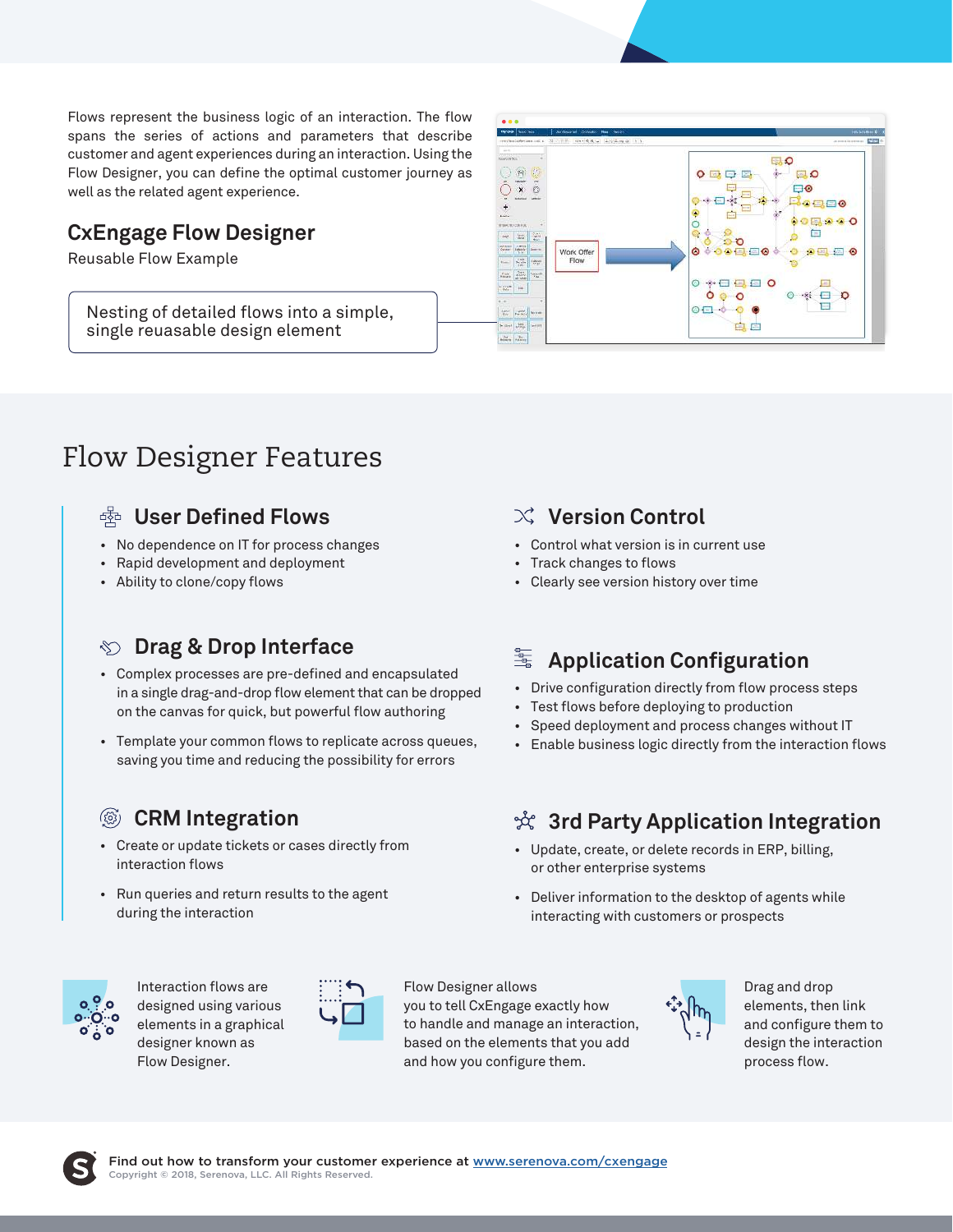Flows represent the business logic of an interaction. The flow spans the series of actions and parameters that describe customer and agent experiences during an interaction. Using the Flow Designer, you can define the optimal customer journey as well as the related agent experience.

## CxEngage Flow Designer

Reusable Flow Example

Nesting of detailed flows into a simple, single reusable design element

Work Offer Flow

# Flow Designer Features

### User Defined Flows

- No dependence on IT for process changes
- Rapid development and deployment
- Ability to clone/copy flows

### Drag & Drop Interface

- Complex processes are pre-defined and encapsulated in a single drag-and-drop flow element that can be dropped on the canvas for quick, but powerful flow authoring
- Template your common flows to replicate across queues, saving you time and reducing the possibility for errors

### CRM Integration

- Create or update tickets or cases directly from interaction flows
- Run queries and return results to the agent during the interaction

### Version Control

- Control what version is in current use
- Track changes to flows
- Clearly see version history over time

### Application Configuration

- Drive configuration directly from flow process steps
- Test flows before deploying to production
- Speed deployment and process changes without IT
- Enable business logic directly from the interaction flows

### 3rd Party Application Integration

- Update, create, or delete records in ERP, billing, or other enterprise systems
- Deliver information to the desktop of agents while interacting with customers or prospects

Interaction flows are designed using various elements in a graphical designer known as Flow Designer.

Flow Designer allows you to tell CxEngage exactly how to handle and manage an interaction, based on the elements that you add and how you configure them.

Drag and drop elements, then link and configure them to design the interaction process flow.

**Find out how to transform your customer experience at [www.serenova.com/cxengage](www.serenova.com/cxengage)**

Copyright © 2018, Serenova, LLC. All Rights Reserved.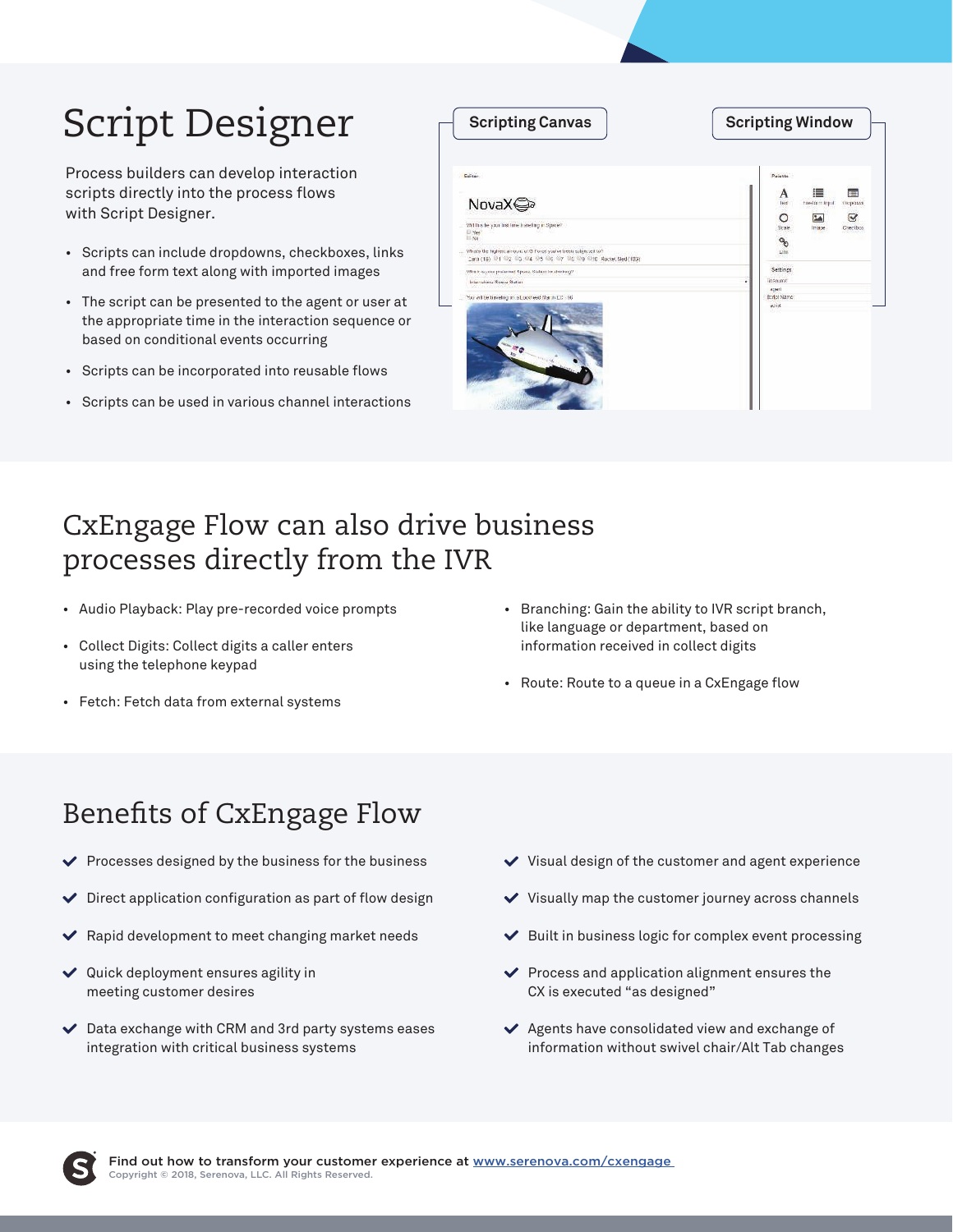# Script Designer

Process builders can develop interaction scripts directly into the process flows with Script Designer.

- Scripts can include dropdowns, checkboxes, links and free form text along with imported images
- The script can be presented to the agent or user at the appropriate time in the interaction sequence or based on conditional events occurring
- Scripts can be incorporated into reusable flows
- Scripts can be used in various channel interactions

Scripting Canvas

Scripting Window

## CxEngage Flow can also drive business processes directly from the IVR

- Audio Playback: Play pre-recorded voice prompts
- Collect Digits: Collect digits a caller enters using the telephone keypad
- Fetch: Fetch data from external systems
- Branching: Gain the ability to IVR script branch, like language or department, based on information received in collect digits
- Route: Route to a queue in a CxEngage flow

## Benefits of CxEngage Flow

- ✔ Processes designed by the business for the business
- ✔ Direct application configuration as part of flow design
- ✔ Rapid development to meet changing market needs
- ✔ Quick deployment ensures agility in meeting customer desires
- ✔ Data exchange with CRM and 3rd party systems eases integration with critical business systems
- ✔ Visual design of the customer and agent experience
- ✔ Visually map the customer journey across channels
- ✔ Built in business logic for complex event processing
- ✔ Process and application alignment ensures the CX is executed "as designed"
- ✔ Agents have consolidated view and exchange of information without swivel chair/Alt Tab changes

**Find out how to transform your customer experience at [www.serenova.com/cxengage](http://www.serenova.com/cxengage)**

Copyright © 2018, Serenova, LLC. All Rights Reserved.